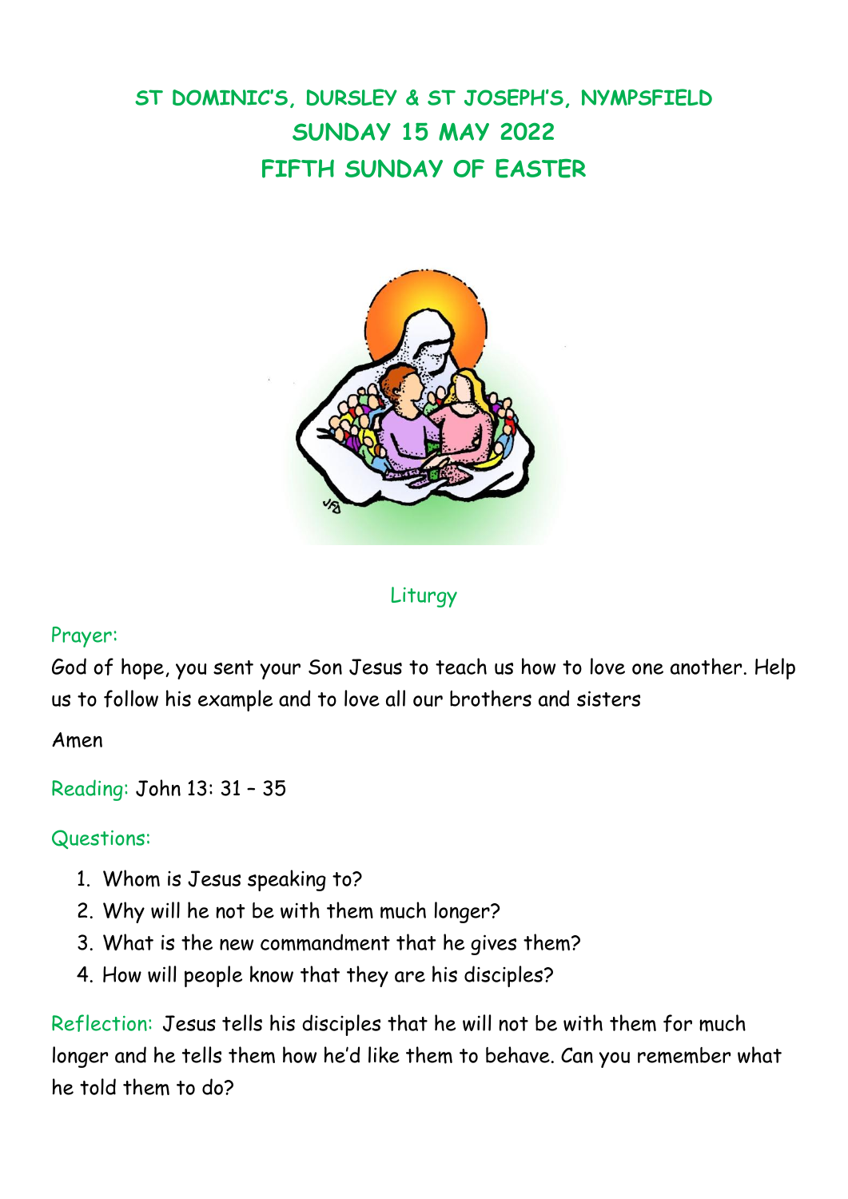# ST DOMINIC'S, DURSLEY & ST JOSEPH'S, NYMPSFIELD
# SUNDAY 15 MAY 2022
# FIFTH SUNDAY OF EASTER

## Liturgy

**Prayer:**

God of hope, you sent your Son Jesus to teach us how to love one another. Help us to follow his example and to love all our brothers and sisters

Amen

**Reading:** John 13: 31 – 35

**Questions:**

1. Whom is Jesus speaking to?
2. Why will he not be with them much longer?
3. What is the new commandment that he gives them?
4. How will people know that they are his disciples?

**Reflection:** Jesus tells his disciples that he will not be with them for much longer and he tells them how he'd like them to behave. Can you remember what he told them to do?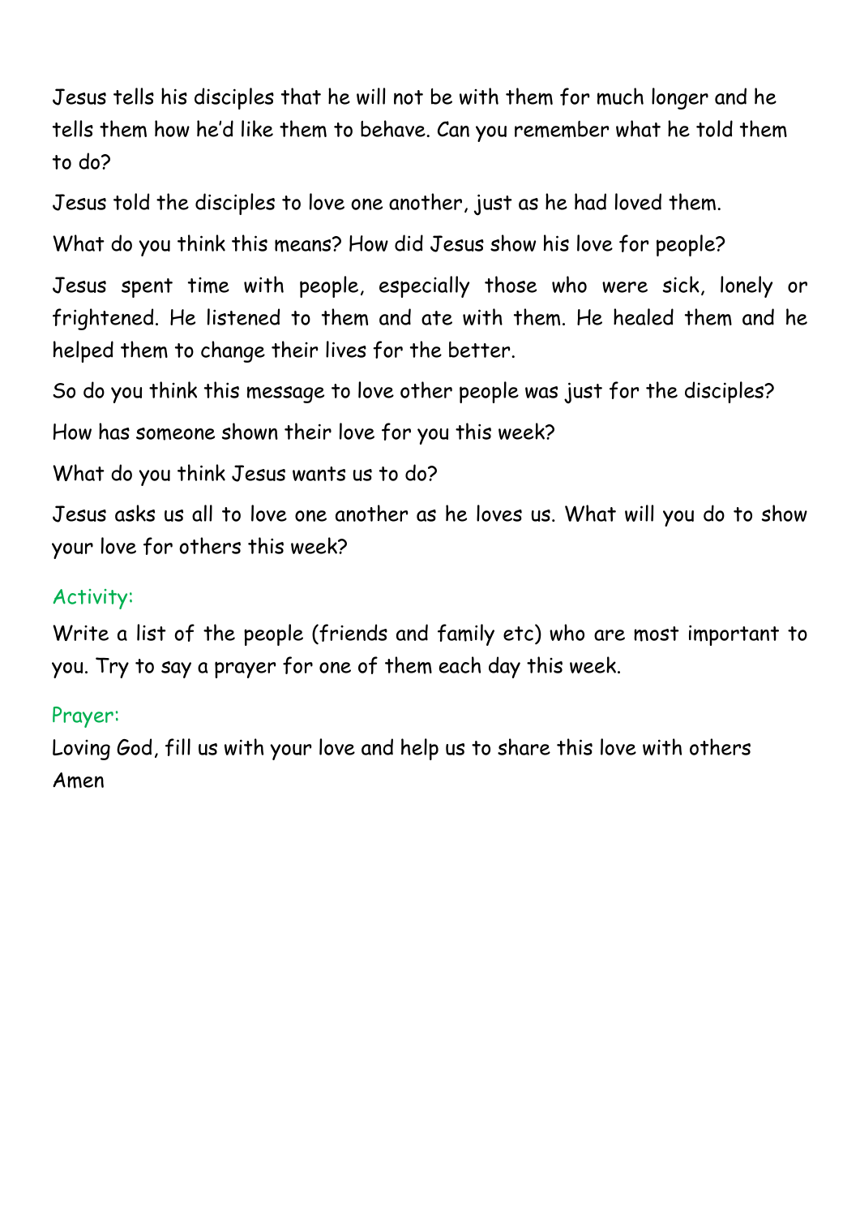Jesus tells his disciples that he will not be with them for much longer and he tells them how he'd like them to behave. Can you remember what he told them to do?

Jesus told the disciples to love one another, just as he had loved them.

What do you think this means? How did Jesus show his love for people?

Jesus spent time with people, especially those who were sick, lonely or frightened. He listened to them and ate with them. He healed them and he helped them to change their lives for the better.

So do you think this message to love other people was just for the disciples?

How has someone shown their love for you this week?

What do you think Jesus wants us to do?

Jesus asks us all to love one another as he loves us. What will you do to show your love for others this week?

### Activity:

Write a list of the people (friends and family etc) who are most important to you. Try to say a prayer for one of them each day this week.

### Prayer:

Loving God, fill us with your love and help us to share this love with others
Amen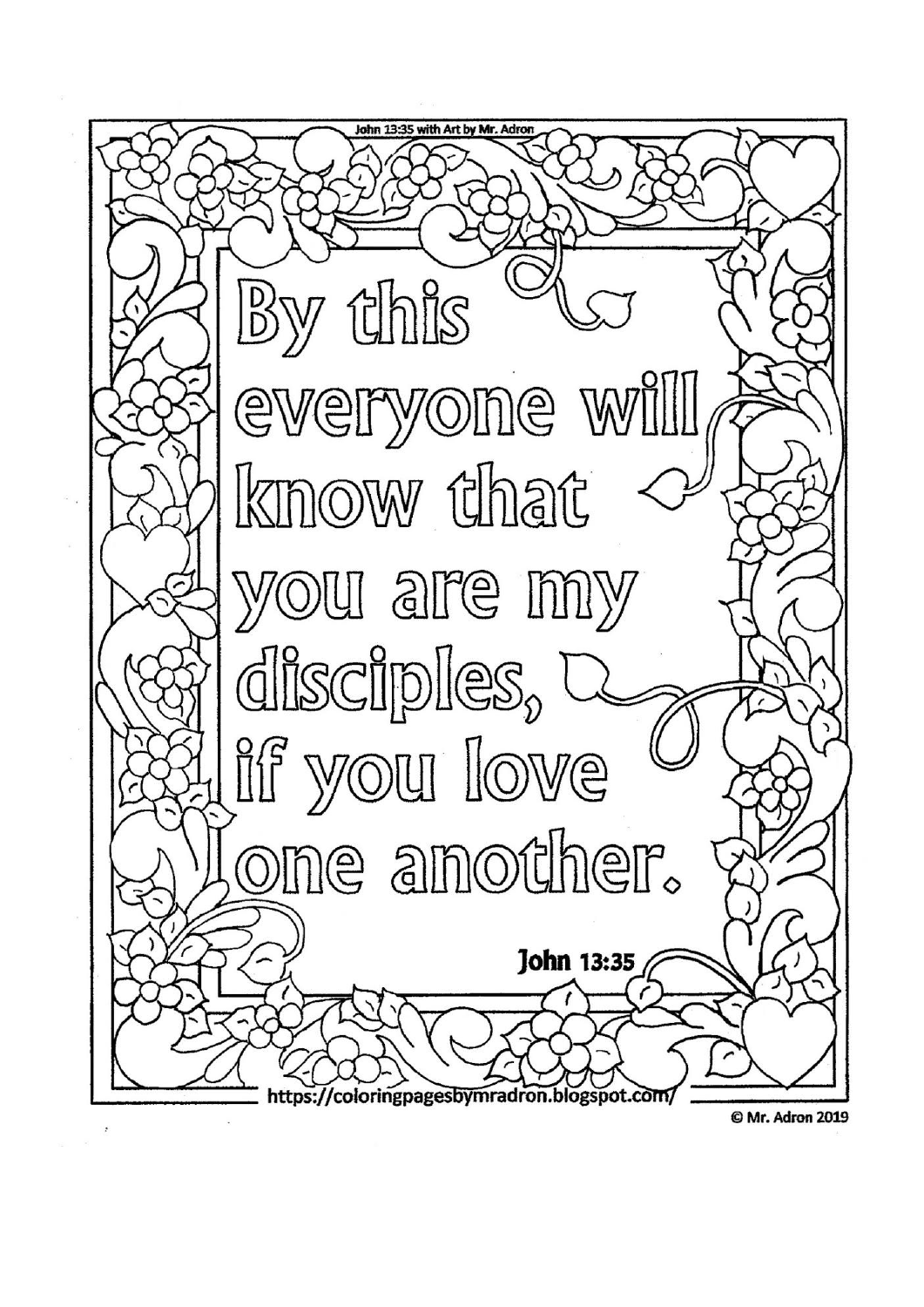John 13:35 with Art by Mr. Adron

By this everyone will know that you are my disciples, if you love one another.

John 13:35

https://coloringpagesbymradron.blogspot.com/

© Mr. Adron 2019